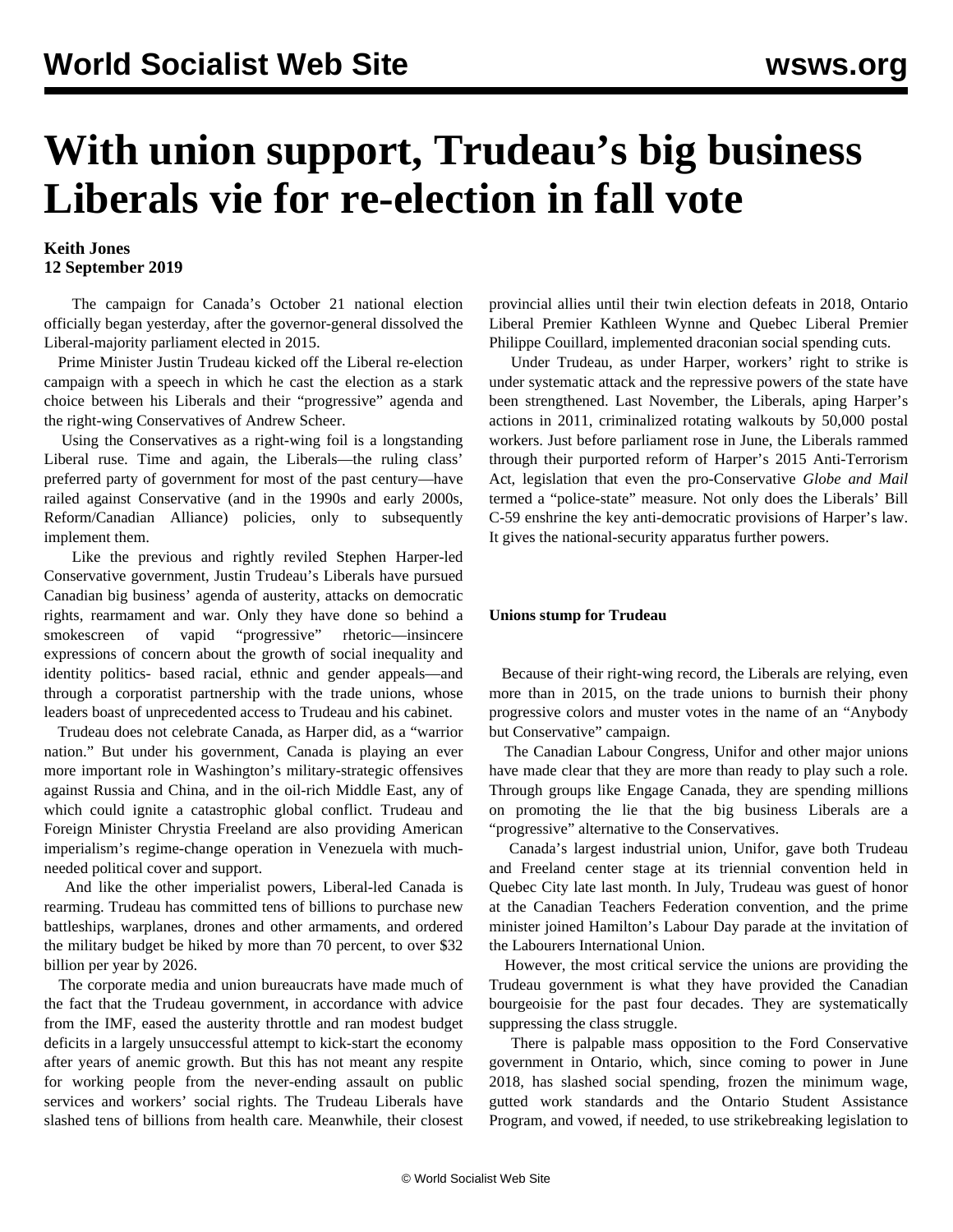# With union support, Trudeau's big business Liberals vie for re-election in fall vote

**Keith Jones**
**12 September 2019**

The campaign for Canada's October 21 national election officially began yesterday, after the governor-general dissolved the Liberal-majority parliament elected in 2015.

Prime Minister Justin Trudeau kicked off the Liberal re-election campaign with a speech in which he cast the election as a stark choice between his Liberals and their "progressive" agenda and the right-wing Conservatives of Andrew Scheer.

Using the Conservatives as a right-wing foil is a longstanding Liberal ruse. Time and again, the Liberals—the ruling class' preferred party of government for most of the past century—have railed against Conservative (and in the 1990s and early 2000s, Reform/Canadian Alliance) policies, only to subsequently implement them.

Like the previous and rightly reviled Stephen Harper-led Conservative government, Justin Trudeau's Liberals have pursued Canadian big business' agenda of austerity, attacks on democratic rights, rearmament and war. Only they have done so behind a smokescreen of vapid "progressive" rhetoric—insincere expressions of concern about the growth of social inequality and identity politics- based racial, ethnic and gender appeals—and through a corporatist partnership with the trade unions, whose leaders boast of unprecedented access to Trudeau and his cabinet.

Trudeau does not celebrate Canada, as Harper did, as a "warrior nation." But under his government, Canada is playing an ever more important role in Washington's military-strategic offensives against Russia and China, and in the oil-rich Middle East, any of which could ignite a catastrophic global conflict. Trudeau and Foreign Minister Chrystia Freeland are also providing American imperialism's regime-change operation in Venezuela with much-needed political cover and support.

And like the other imperialist powers, Liberal-led Canada is rearming. Trudeau has committed tens of billions to purchase new battleships, warplanes, drones and other armaments, and ordered the military budget be hiked by more than 70 percent, to over $32 billion per year by 2026.

The corporate media and union bureaucrats have made much of the fact that the Trudeau government, in accordance with advice from the IMF, eased the austerity throttle and ran modest budget deficits in a largely unsuccessful attempt to kick-start the economy after years of anemic growth. But this has not meant any respite for working people from the never-ending assault on public services and workers' social rights. The Trudeau Liberals have slashed tens of billions from health care. Meanwhile, their closest provincial allies until their twin election defeats in 2018, Ontario Liberal Premier Kathleen Wynne and Quebec Liberal Premier Philippe Couillard, implemented draconian social spending cuts.

Under Trudeau, as under Harper, workers' right to strike is under systematic attack and the repressive powers of the state have been strengthened. Last November, the Liberals, aping Harper's actions in 2011, criminalized rotating walkouts by 50,000 postal workers. Just before parliament rose in June, the Liberals rammed through their purported reform of Harper's 2015 Anti-Terrorism Act, legislation that even the pro-Conservative *Globe and Mail* termed a "police-state" measure. Not only does the Liberals' Bill C-59 enshrine the key anti-democratic provisions of Harper's law. It gives the national-security apparatus further powers.

**Unions stump for Trudeau**

Because of their right-wing record, the Liberals are relying, even more than in 2015, on the trade unions to burnish their phony progressive colors and muster votes in the name of an "Anybody but Conservative" campaign.

The Canadian Labour Congress, Unifor and other major unions have made clear that they are more than ready to play such a role. Through groups like Engage Canada, they are spending millions on promoting the lie that the big business Liberals are a "progressive" alternative to the Conservatives.

Canada's largest industrial union, Unifor, gave both Trudeau and Freeland center stage at its triennial convention held in Quebec City late last month. In July, Trudeau was guest of honor at the Canadian Teachers Federation convention, and the prime minister joined Hamilton's Labour Day parade at the invitation of the Labourers International Union.

However, the most critical service the unions are providing the Trudeau government is what they have provided the Canadian bourgeoisie for the past four decades. They are systematically suppressing the class struggle.

There is palpable mass opposition to the Ford Conservative government in Ontario, which, since coming to power in June 2018, has slashed social spending, frozen the minimum wage, gutted work standards and the Ontario Student Assistance Program, and vowed, if needed, to use strikebreaking legislation to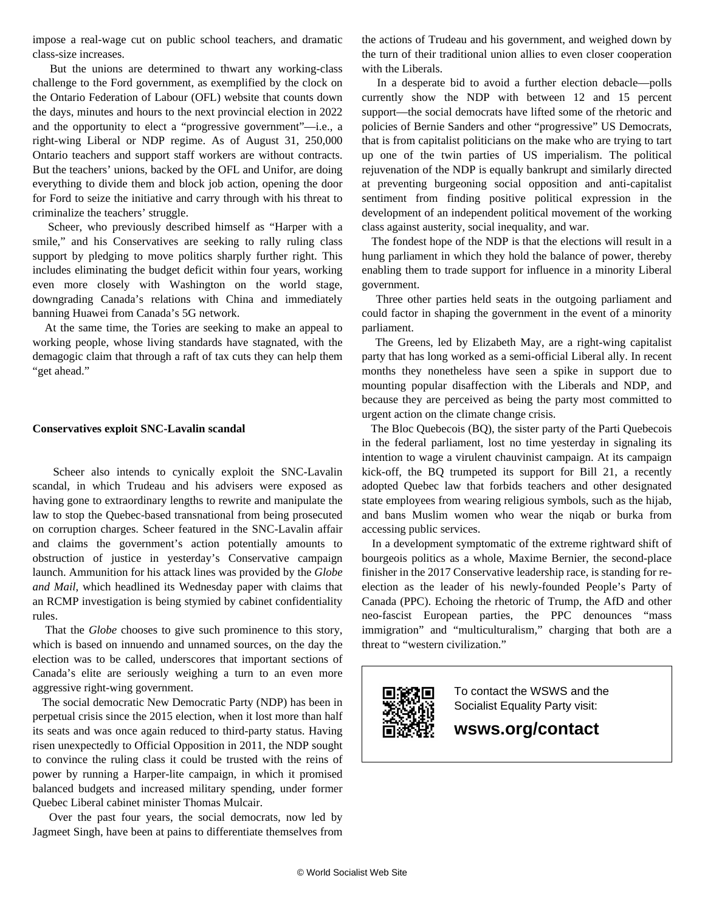impose a real-wage cut on public school teachers, and dramatic class-size increases.

But the unions are determined to thwart any working-class challenge to the Ford government, as exemplified by the clock on the Ontario Federation of Labour (OFL) website that counts down the days, minutes and hours to the next provincial election in 2022 and the opportunity to elect a "progressive government"—i.e., a right-wing Liberal or NDP regime. As of August 31, 250,000 Ontario teachers and support staff workers are without contracts. But the teachers' unions, backed by the OFL and Unifor, are doing everything to divide them and block job action, opening the door for Ford to seize the initiative and carry through with his threat to criminalize the teachers' struggle.

Scheer, who previously described himself as "Harper with a smile," and his Conservatives are seeking to rally ruling class support by pledging to move politics sharply further right. This includes eliminating the budget deficit within four years, working even more closely with Washington on the world stage, downgrading Canada's relations with China and immediately banning Huawei from Canada's 5G network.

At the same time, the Tories are seeking to make an appeal to working people, whose living standards have stagnated, with the demagogic claim that through a raft of tax cuts they can help them "get ahead."

**Conservatives exploit SNC-Lavalin scandal**

Scheer also intends to cynically exploit the SNC-Lavalin scandal, in which Trudeau and his advisers were exposed as having gone to extraordinary lengths to rewrite and manipulate the law to stop the Quebec-based transnational from being prosecuted on corruption charges. Scheer featured in the SNC-Lavalin affair and claims the government's action potentially amounts to obstruction of justice in yesterday's Conservative campaign launch. Ammunition for his attack lines was provided by the *Globe and Mail*, which headlined its Wednesday paper with claims that an RCMP investigation is being stymied by cabinet confidentiality rules.

That the *Globe* chooses to give such prominence to this story, which is based on innuendo and unnamed sources, on the day the election was to be called, underscores that important sections of Canada's elite are seriously weighing a turn to an even more aggressive right-wing government.

The social democratic New Democratic Party (NDP) has been in perpetual crisis since the 2015 election, when it lost more than half its seats and was once again reduced to third-party status. Having risen unexpectedly to Official Opposition in 2011, the NDP sought to convince the ruling class it could be trusted with the reins of power by running a Harper-lite campaign, in which it promised balanced budgets and increased military spending, under former Quebec Liberal cabinet minister Thomas Mulcair.

Over the past four years, the social democrats, now led by Jagmeet Singh, have been at pains to differentiate themselves from the actions of Trudeau and his government, and weighed down by the turn of their traditional union allies to even closer cooperation with the Liberals.

In a desperate bid to avoid a further election debacle—polls currently show the NDP with between 12 and 15 percent support—the social democrats have lifted some of the rhetoric and policies of Bernie Sanders and other "progressive" US Democrats, that is from capitalist politicians on the make who are trying to tart up one of the twin parties of US imperialism. The political rejuvenation of the NDP is equally bankrupt and similarly directed at preventing burgeoning social opposition and anti-capitalist sentiment from finding positive political expression in the development of an independent political movement of the working class against austerity, social inequality, and war.

The fondest hope of the NDP is that the elections will result in a hung parliament in which they hold the balance of power, thereby enabling them to trade support for influence in a minority Liberal government.

Three other parties held seats in the outgoing parliament and could factor in shaping the government in the event of a minority parliament.

The Greens, led by Elizabeth May, are a right-wing capitalist party that has long worked as a semi-official Liberal ally. In recent months they nonetheless have seen a spike in support due to mounting popular disaffection with the Liberals and NDP, and because they are perceived as being the party most committed to urgent action on the climate change crisis.

The Bloc Quebecois (BQ), the sister party of the Parti Quebecois in the federal parliament, lost no time yesterday in signaling its intention to wage a virulent chauvinist campaign. At its campaign kick-off, the BQ trumpeted its support for Bill 21, a recently adopted Quebec law that forbids teachers and other designated state employees from wearing religious symbols, such as the hijab, and bans Muslim women who wear the niqab or burka from accessing public services.

In a development symptomatic of the extreme rightward shift of bourgeois politics as a whole, Maxime Bernier, the second-place finisher in the 2017 Conservative leadership race, is standing for re-election as the leader of his newly-founded People's Party of Canada (PPC). Echoing the rhetoric of Trump, the AfD and other neo-fascist European parties, the PPC denounces "mass immigration" and "multiculturalism," charging that both are a threat to "western civilization."

To contact the WSWS and the Socialist Equality Party visit:

**wsws.org/contact**